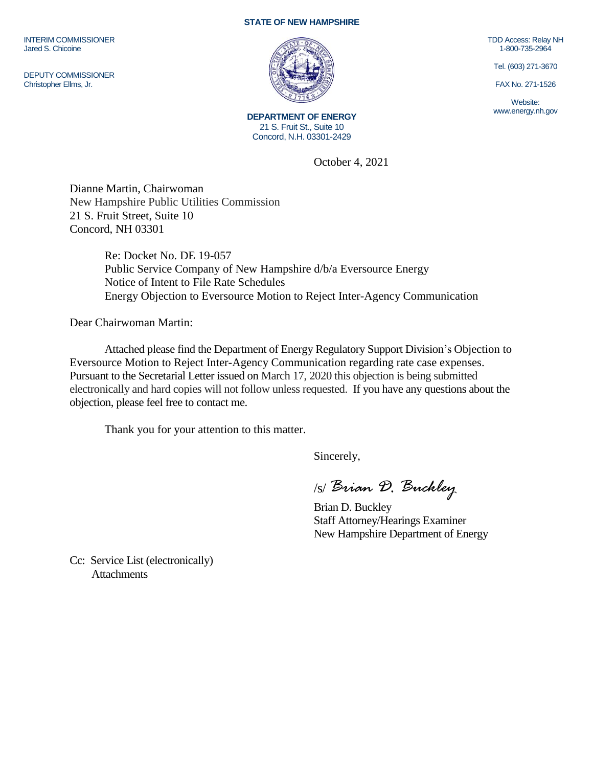**STATE OF NEW HAMPSHIRE**

INTERIM COMMISSIONER
Jared S. Chicoine

DEPUTY COMMISSIONER
Christopher Ellms, Jr.

**DEPARTMENT OF ENERGY**
21 S. Fruit St., Suite 10
Concord, N.H. 03301-2429

TDD Access: Relay NH
1-800-735-2964

Tel. (603) 271-3670

FAX No. 271-1526

Website:
www.energy.nh.gov

October 4, 2021

Dianne Martin, Chairwoman
New Hampshire Public Utilities Commission
21 S. Fruit Street, Suite 10
Concord, NH 03301

Re: Docket No. DE 19-057
Public Service Company of New Hampshire d/b/a Eversource Energy
Notice of Intent to File Rate Schedules
Energy Objection to Eversource Motion to Reject Inter-Agency Communication

Dear Chairwoman Martin:

Attached please find the Department of Energy Regulatory Support Division's Objection to Eversource Motion to Reject Inter-Agency Communication regarding rate case expenses. Pursuant to the Secretarial Letter issued on March 17, 2020 this objection is being submitted electronically and hard copies will not follow unless requested. If you have any questions about the objection, please feel free to contact me.

Thank you for your attention to this matter.

Sincerely,

/s/ *Brian D. Buckley*

Brian D. Buckley
Staff Attorney/Hearings Examiner
New Hampshire Department of Energy

Cc: Service List (electronically)
Attachments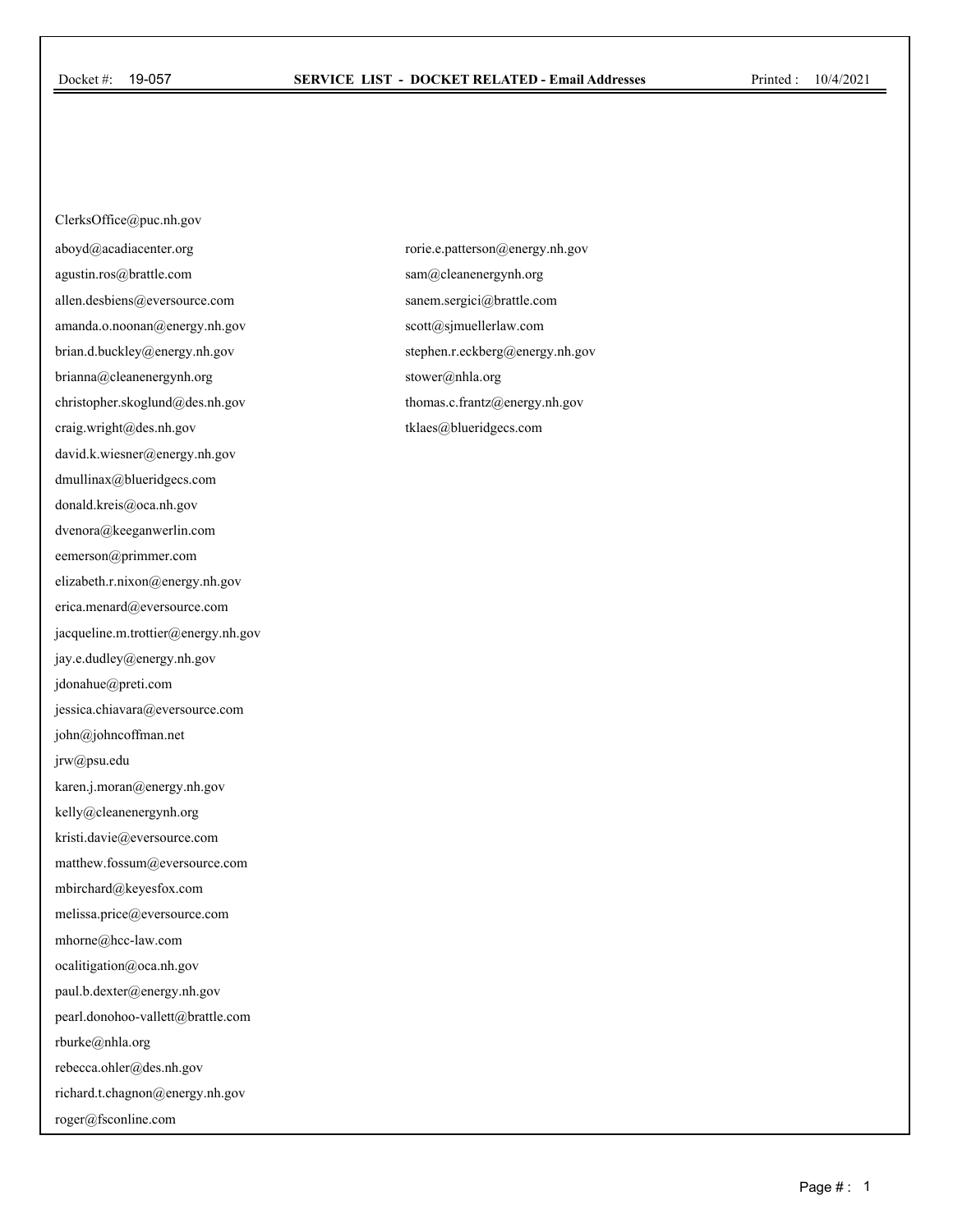Docket #: 19-057 **SERVICE LIST - DOCKET RELATED - Email Addresses** Printed : 10/4/2021

ClerksOffice@puc.nh.gov

aboyd@acadiacenter.org

agustin.ros@brattle.com

allen.desbiens@eversource.com

amanda.o.noonan@energy.nh.gov

brian.d.buckley@energy.nh.gov

brianna@cleanenergynh.org

christopher.skoglund@des.nh.gov

craig.wright@des.nh.gov

david.k.wiesner@energy.nh.gov

dmullinax@blueridgecs.com

donald.kreis@oca.nh.gov

dvenora@keeganwerlin.com

eemerson@primmer.com

elizabeth.r.nixon@energy.nh.gov

erica.menard@eversource.com

jacqueline.m.trottier@energy.nh.gov

jay.e.dudley@energy.nh.gov

jdonahue@preti.com

jessica.chiavara@eversource.com

john@johncoffman.net

jrw@psu.edu

karen.j.moran@energy.nh.gov

kelly@cleanenergynh.org

kristi.davie@eversource.com

matthew.fossum@eversource.com

mbirchard@keyesfox.com

melissa.price@eversource.com

mhorne@hcc-law.com

ocalitigation@oca.nh.gov

paul.b.dexter@energy.nh.gov

pearl.donohoo-vallett@brattle.com

rburke@nhla.org

rebecca.ohler@des.nh.gov

richard.t.chagnon@energy.nh.gov

roger@fsconline.com

rorie.e.patterson@energy.nh.gov

sam@cleanenergynh.org

sanem.sergici@brattle.com

scott@sjmuellerlaw.com

stephen.r.eckberg@energy.nh.gov

stower@nhla.org

thomas.c.frantz@energy.nh.gov

tklaes@blueridgecs.com